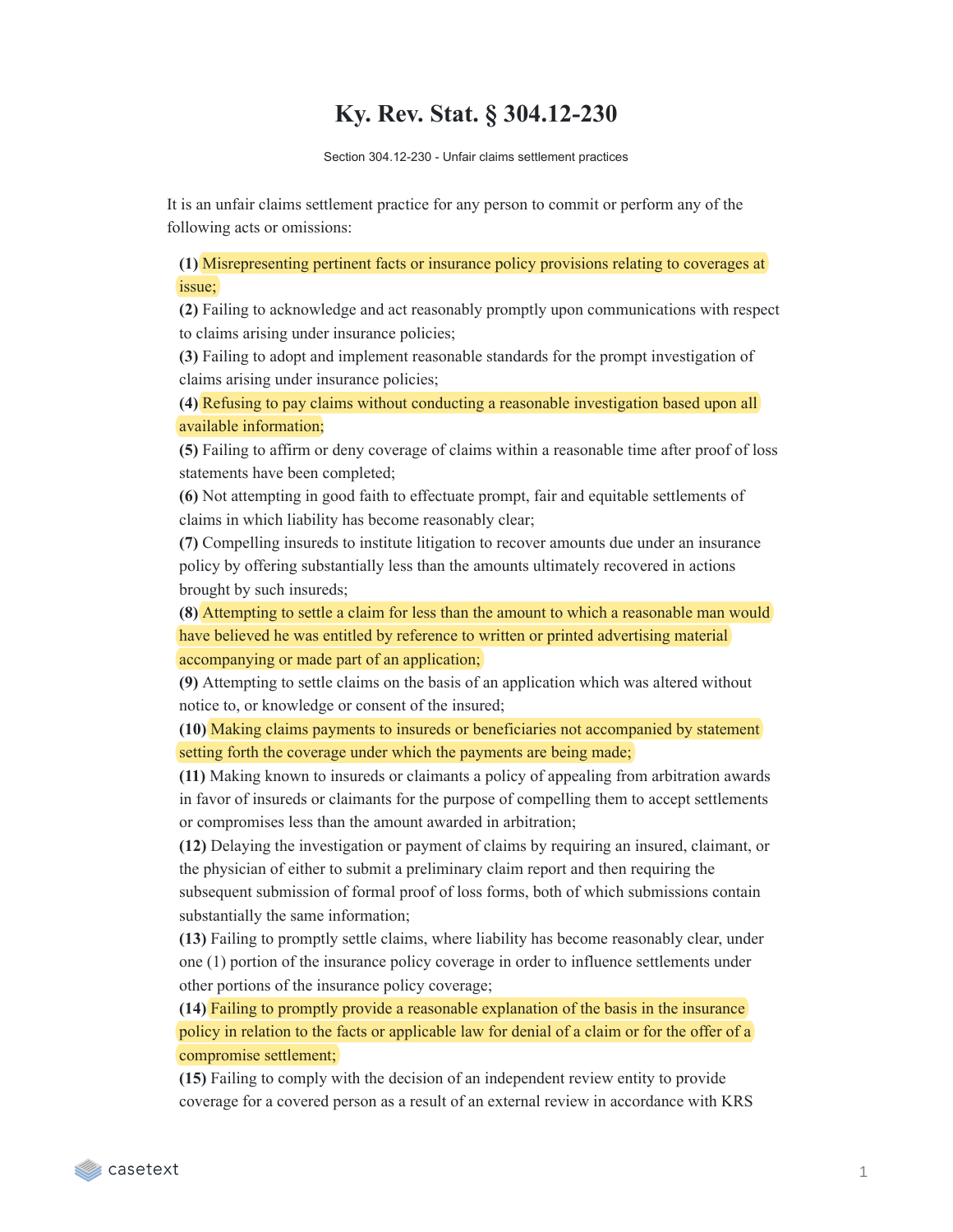# Ky. Rev. Stat. § 304.12-230

Section 304.12-230 - Unfair claims settlement practices

It is an unfair claims settlement practice for any person to commit or perform any of the following acts or omissions:

**(1)** Misrepresenting pertinent facts or insurance policy provisions relating to coverages at issue;
**(2)** Failing to acknowledge and act reasonably promptly upon communications with respect to claims arising under insurance policies;
**(3)** Failing to adopt and implement reasonable standards for the prompt investigation of claims arising under insurance policies;
**(4)** Refusing to pay claims without conducting a reasonable investigation based upon all available information;
**(5)** Failing to affirm or deny coverage of claims within a reasonable time after proof of loss statements have been completed;
**(6)** Not attempting in good faith to effectuate prompt, fair and equitable settlements of claims in which liability has become reasonably clear;
**(7)** Compelling insureds to institute litigation to recover amounts due under an insurance policy by offering substantially less than the amounts ultimately recovered in actions brought by such insureds;
**(8)** Attempting to settle a claim for less than the amount to which a reasonable man would have believed he was entitled by reference to written or printed advertising material accompanying or made part of an application;
**(9)** Attempting to settle claims on the basis of an application which was altered without notice to, or knowledge or consent of the insured;
**(10)** Making claims payments to insureds or beneficiaries not accompanied by statement setting forth the coverage under which the payments are being made;
**(11)** Making known to insureds or claimants a policy of appealing from arbitration awards in favor of insureds or claimants for the purpose of compelling them to accept settlements or compromises less than the amount awarded in arbitration;
**(12)** Delaying the investigation or payment of claims by requiring an insured, claimant, or the physician of either to submit a preliminary claim report and then requiring the subsequent submission of formal proof of loss forms, both of which submissions contain substantially the same information;
**(13)** Failing to promptly settle claims, where liability has become reasonably clear, under one (1) portion of the insurance policy coverage in order to influence settlements under other portions of the insurance policy coverage;
**(14)** Failing to promptly provide a reasonable explanation of the basis in the insurance policy in relation to the facts or applicable law for denial of a claim or for the offer of a compromise settlement;
**(15)** Failing to comply with the decision of an independent review entity to provide coverage for a covered person as a result of an external review in accordance with KRS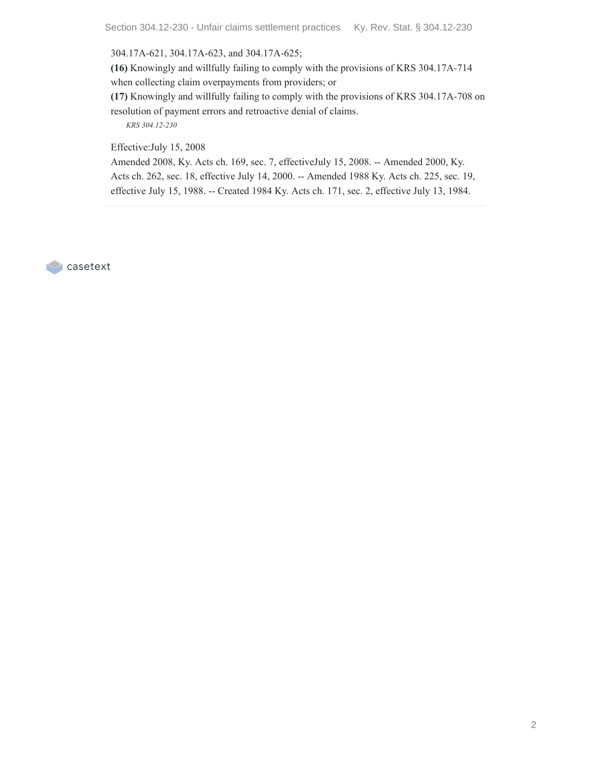304.17A-621, 304.17A-623, and 304.17A-625;

**(16)** Knowingly and willfully failing to comply with the provisions of KRS 304.17A-714 when collecting claim overpayments from providers; or

**(17)** Knowingly and willfully failing to comply with the provisions of KRS 304.17A-708 on resolution of payment errors and retroactive denial of claims.

*KRS 304.12-230*

Effective:July 15, 2008

Amended 2008, Ky. Acts ch. 169, sec. 7, effectiveJuly 15, 2008. -- Amended 2000, Ky. Acts ch. 262, sec. 18, effective July 14, 2000. -- Amended 1988 Ky. Acts ch. 225, sec. 19, effective July 15, 1988. -- Created 1984 Ky. Acts ch. 171, sec. 2, effective July 13, 1984.